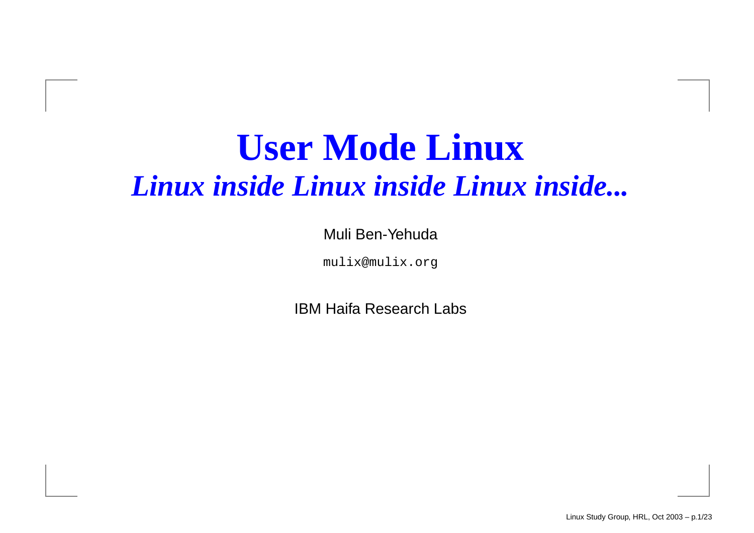# User Mode Linux

## *Linux inside Linux inside Linux inside...*

Muli Ben-Yehuda

`mulix@mulix.org`

IBM Haifa Research Labs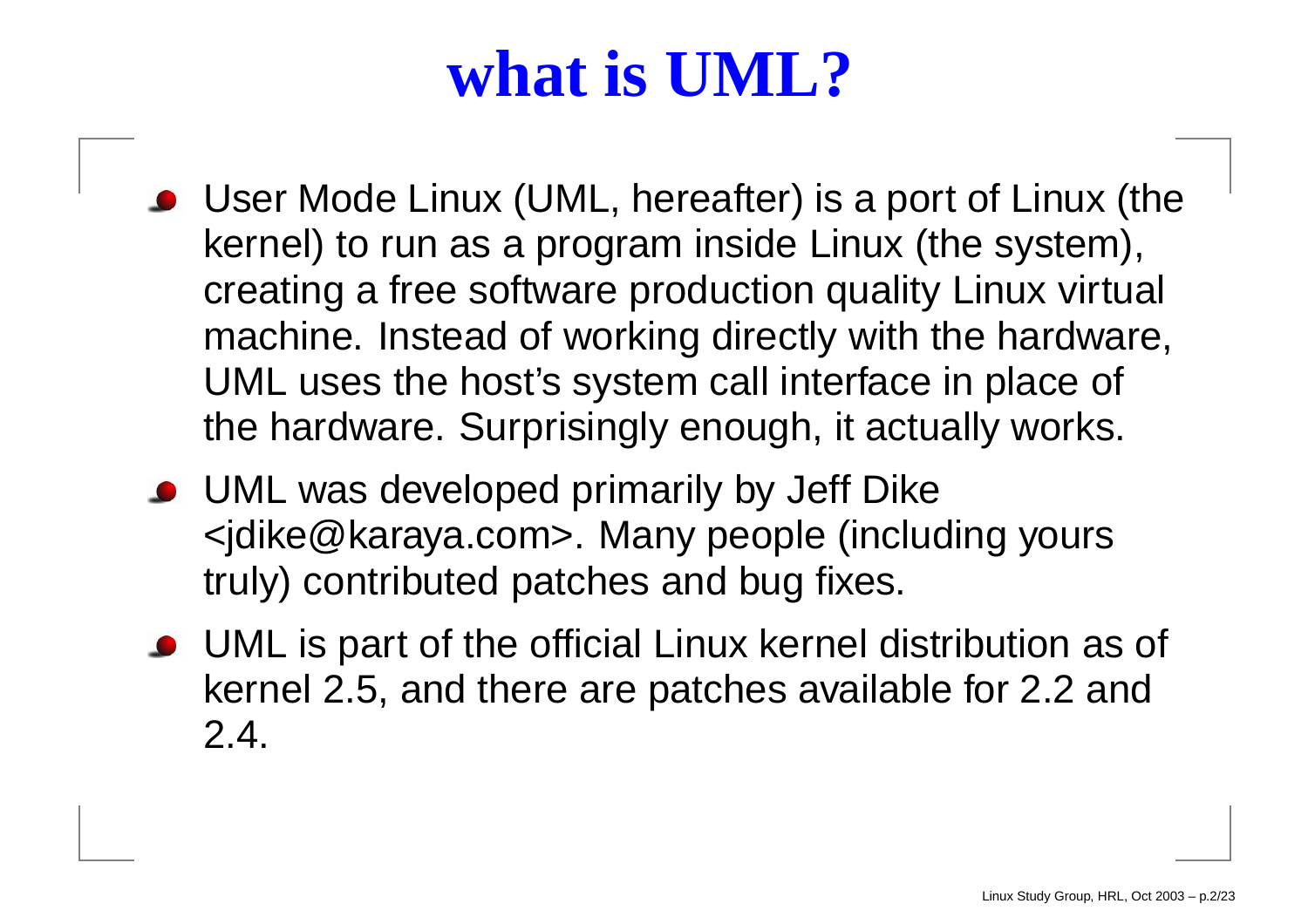# what is UML?

- User Mode Linux (UML, hereafter) is a port of Linux (the kernel) to run as a program inside Linux (the system), creating a free software production quality Linux virtual machine. Instead of working directly with the hardware, UML uses the host's system call interface in place of the hardware. Surprisingly enough, it actually works.
- UML was developed primarily by Jeff Dike <jdike@karaya.com>. Many people (including yours truly) contributed patches and bug fixes.
- UML is part of the official Linux kernel distribution as of kernel 2.5, and there are patches available for 2.2 and 2.4.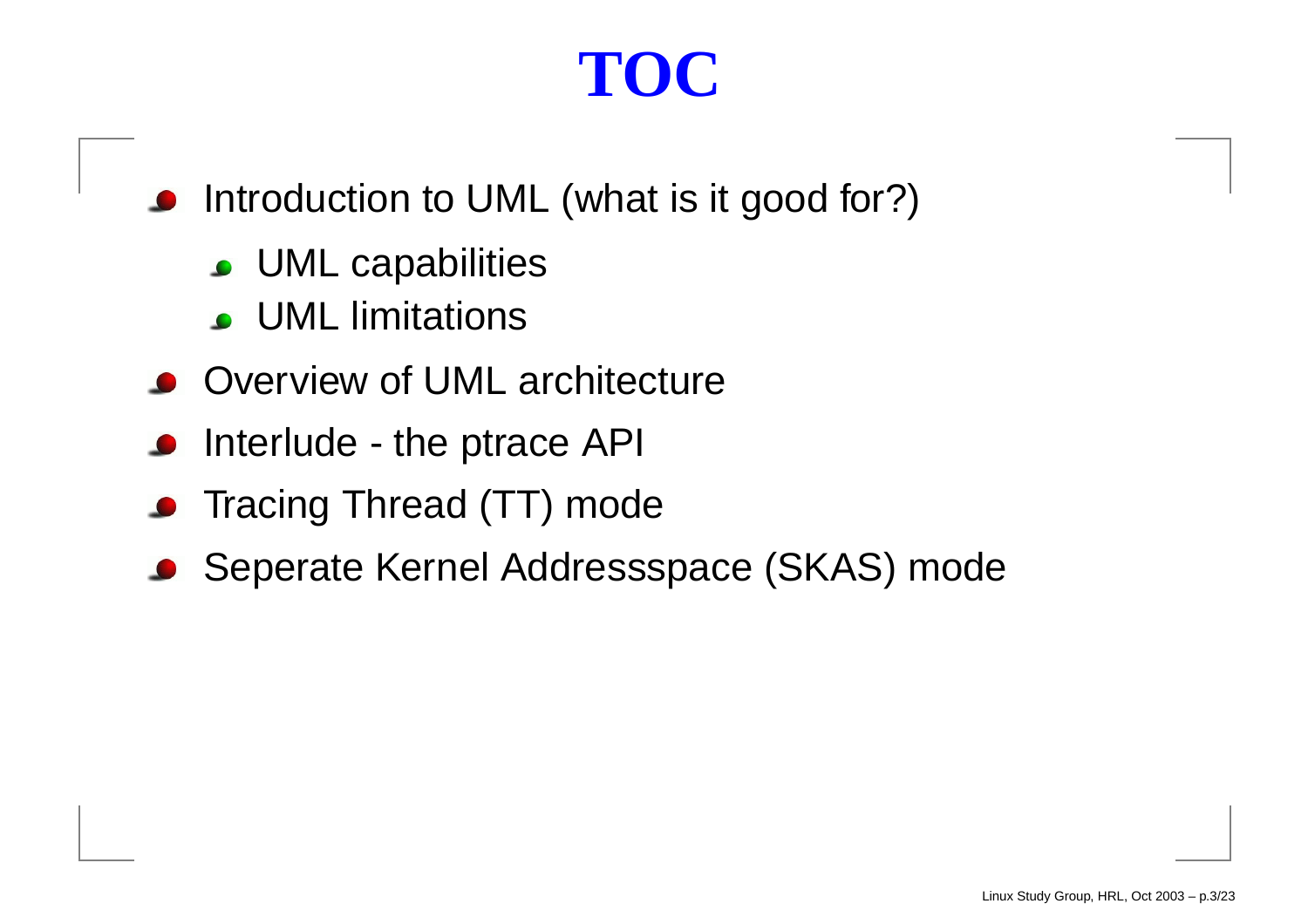# TOC

- Introduction to UML (what is it good for?)
  - UML capabilities
  - UML limitations
- Overview of UML architecture
- Interlude - the ptrace API
- Tracing Thread (TT) mode
- Seperate Kernel Addressspace (SKAS) mode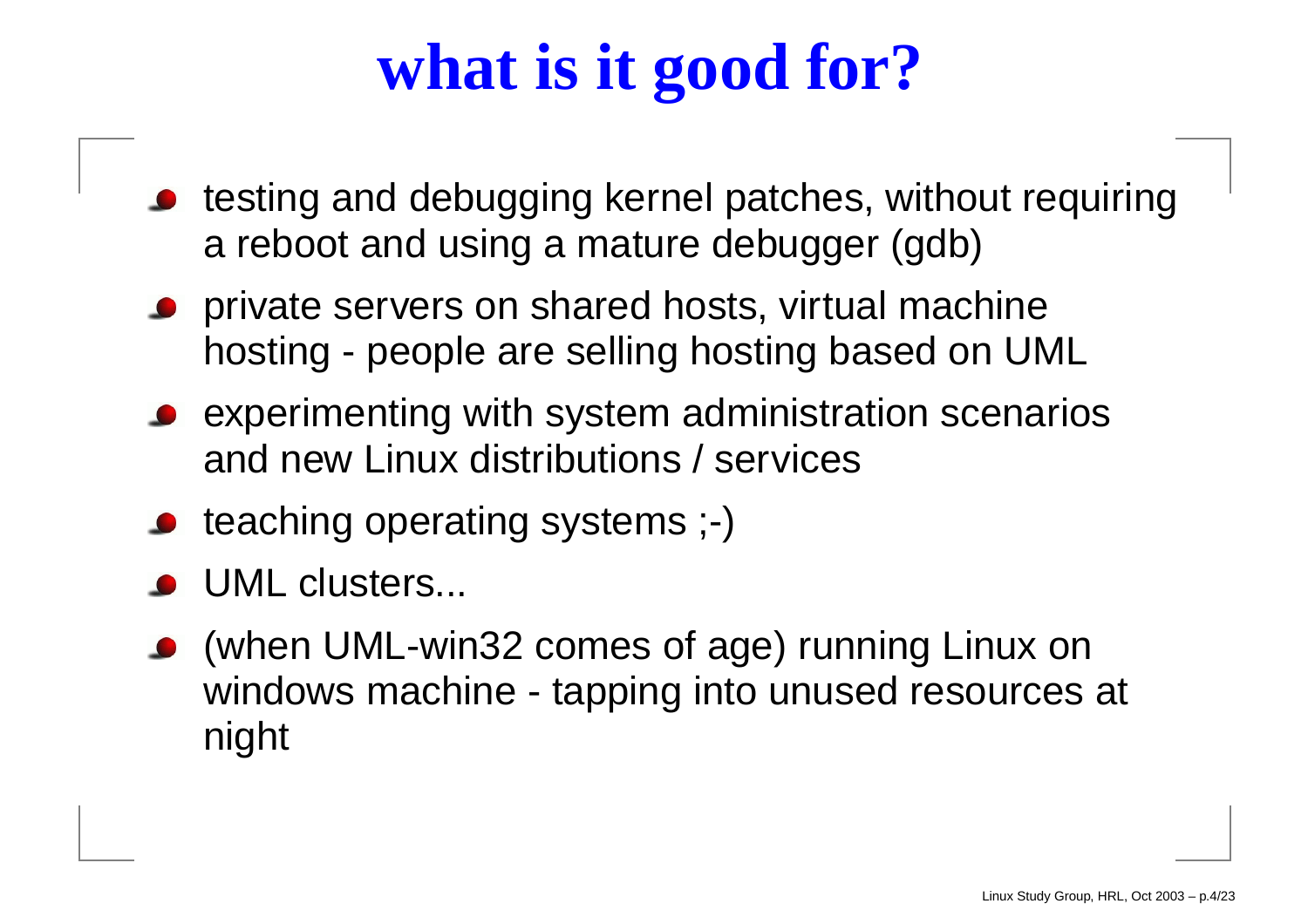# what is it good for?

- testing and debugging kernel patches, without requiring a reboot and using a mature debugger (gdb)
- private servers on shared hosts, virtual machine hosting - people are selling hosting based on UML
- experimenting with system administration scenarios and new Linux distributions / services
- teaching operating systems ;-)
- UML clusters...
- (when UML-win32 comes of age) running Linux on windows machine - tapping into unused resources at night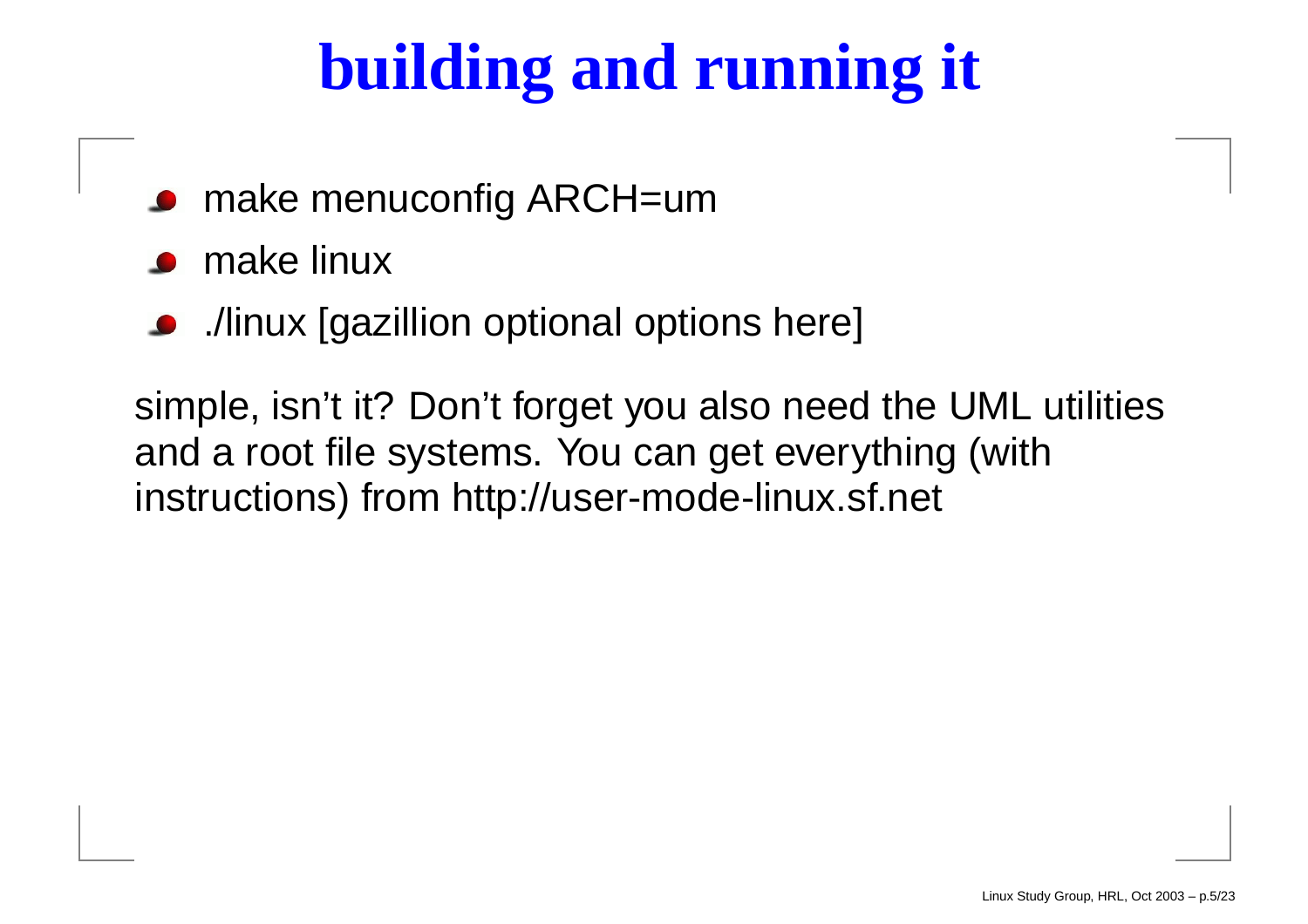# building and running it

- make menuconfig ARCH=um
- make linux
- ./linux [gazillion optional options here]

simple, isn't it? Don't forget you also need the UML utilities and a root file systems. You can get everything (with instructions) from http://user-mode-linux.sf.net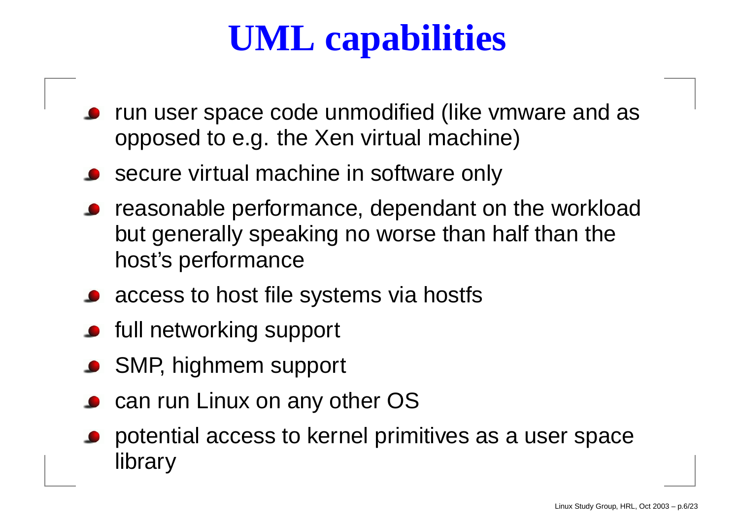# UML capabilities

- run user space code unmodified (like vmware and as opposed to e.g. the Xen virtual machine)
- secure virtual machine in software only
- reasonable performance, dependant on the workload but generally speaking no worse than half than the host's performance
- access to host file systems via hostfs
- full networking support
- SMP, highmem support
- can run Linux on any other OS
- potential access to kernel primitives as a user space library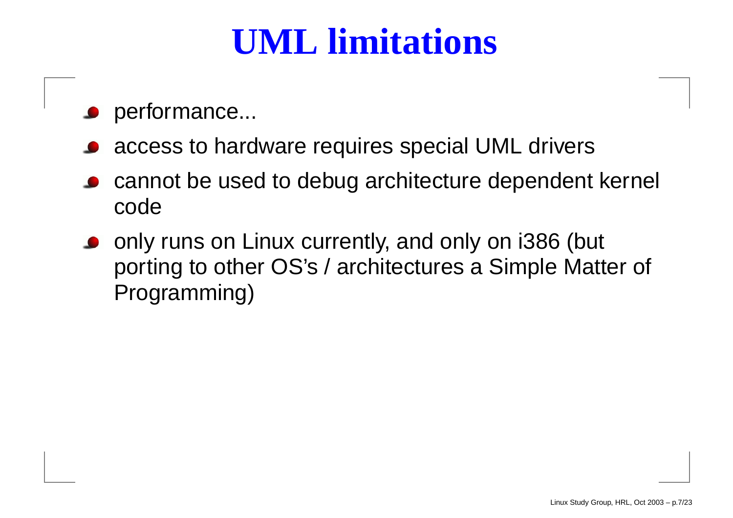# UML limitations

- performance...
- access to hardware requires special UML drivers
- cannot be used to debug architecture dependent kernel code
- only runs on Linux currently, and only on i386 (but porting to other OS's / architectures a Simple Matter of Programming)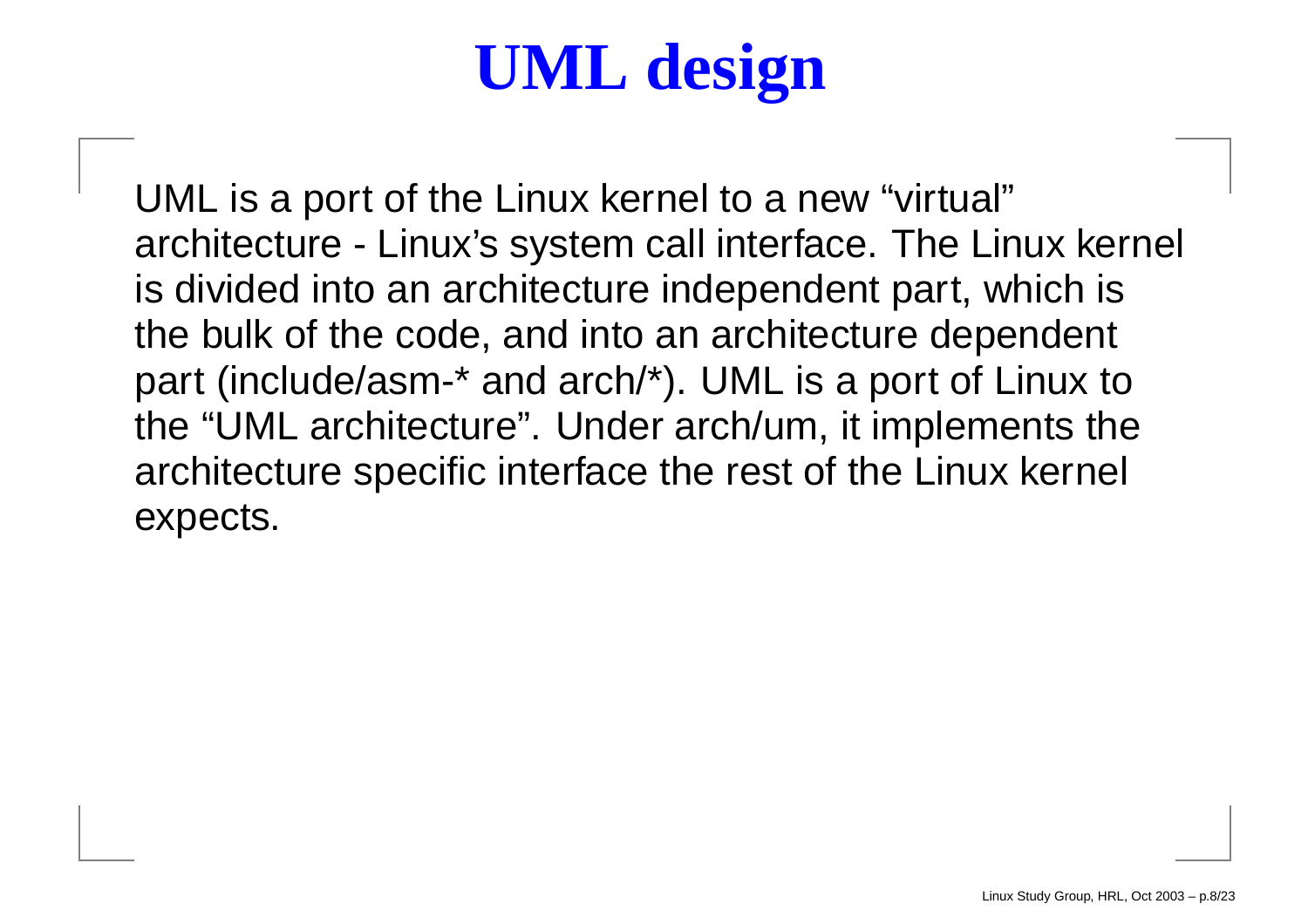# UML design

UML is a port of the Linux kernel to a new “virtual” architecture - Linux’s system call interface. The Linux kernel is divided into an architecture independent part, which is the bulk of the code, and into an architecture dependent part (include/asm-* and arch/*). UML is a port of Linux to the “UML architecture”. Under arch/um, it implements the architecture specific interface the rest of the Linux kernel expects.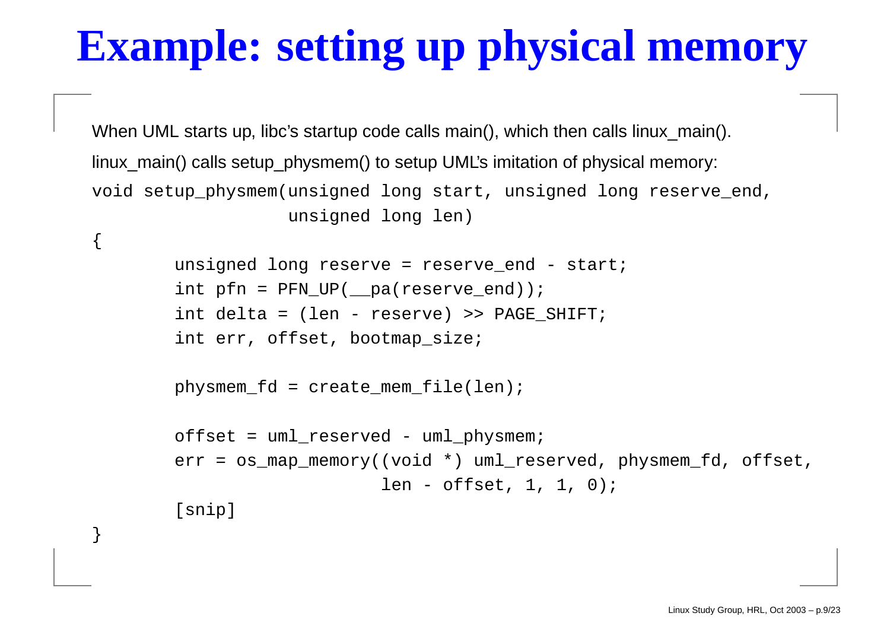# Example: setting up physical memory

When UML starts up, libc's startup code calls main(), which then calls linux_main().

linux_main() calls setup_physmem() to setup UML's imitation of physical memory:

```
void setup_physmem(unsigned long start, unsigned long reserve_end,
                   unsigned long len)
{
        unsigned long reserve = reserve_end - start;
        int pfn = PFN_UP(__pa(reserve_end));
        int delta = (len - reserve) >> PAGE_SHIFT;
        int err, offset, bootmap_size;

        physmem_fd = create_mem_file(len);

        offset = uml_reserved - uml_physmem;
        err = os_map_memory((void *) uml_reserved, physmem_fd, offset,
                            len - offset, 1, 1, 0);
        [snip]
}
```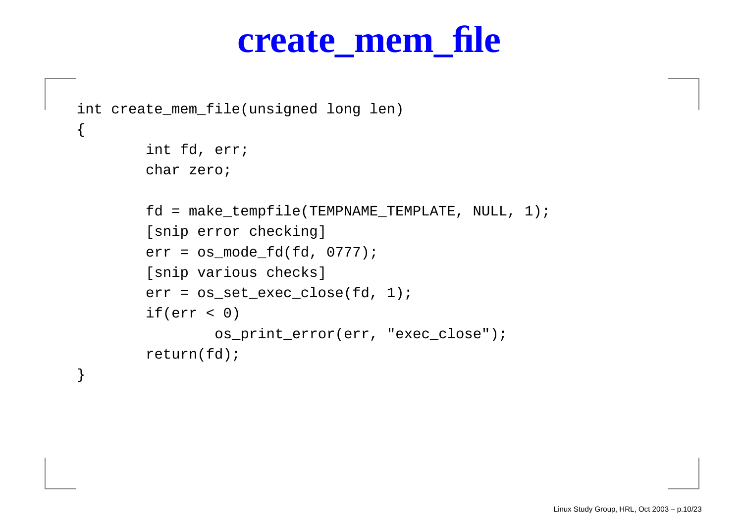# create_mem_file

```
int create_mem_file(unsigned long len)
{
        int fd, err;
        char zero;

        fd = make_tempfile(TEMPNAME_TEMPLATE, NULL, 1);
        [snip error checking]
        err = os_mode_fd(fd, 0777);
        [snip various checks]
        err = os_set_exec_close(fd, 1);
        if(err < 0)
                os_print_error(err, "exec_close");
        return(fd);
}
```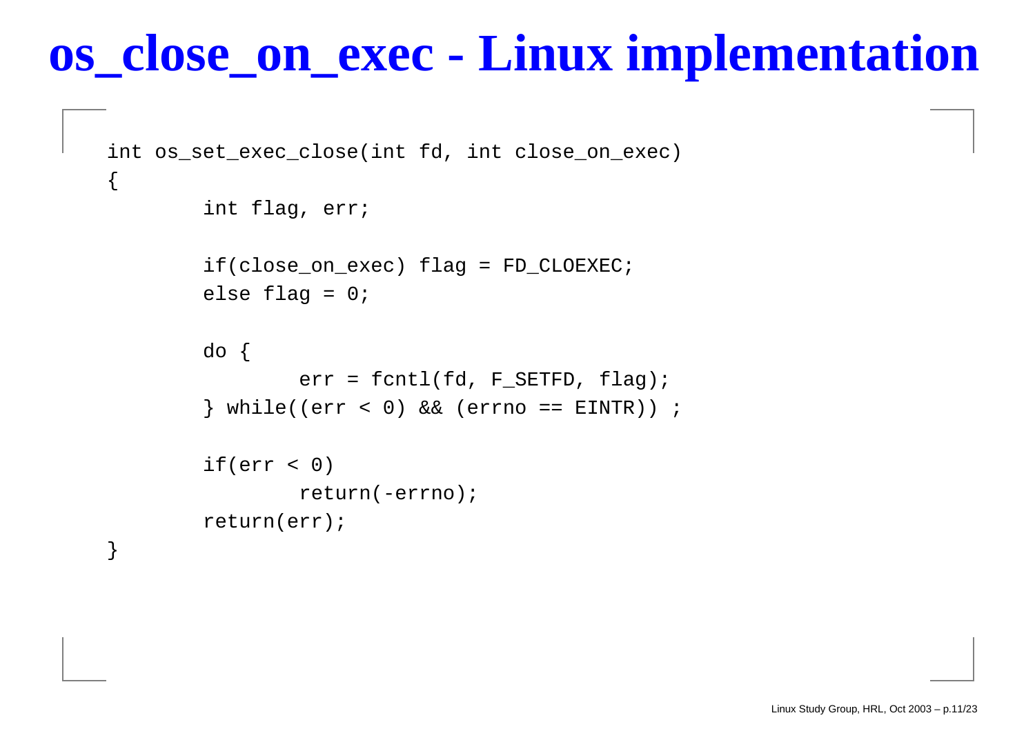# os_close_on_exec - Linux implementation

```
int os_set_exec_close(int fd, int close_on_exec)
{
        int flag, err;

        if(close_on_exec) flag = FD_CLOEXEC;
        else flag = 0;

        do {
                err = fcntl(fd, F_SETFD, flag);
        } while((err < 0) && (errno == EINTR)) ;

        if(err < 0)
                return(-errno);
        return(err);
}
```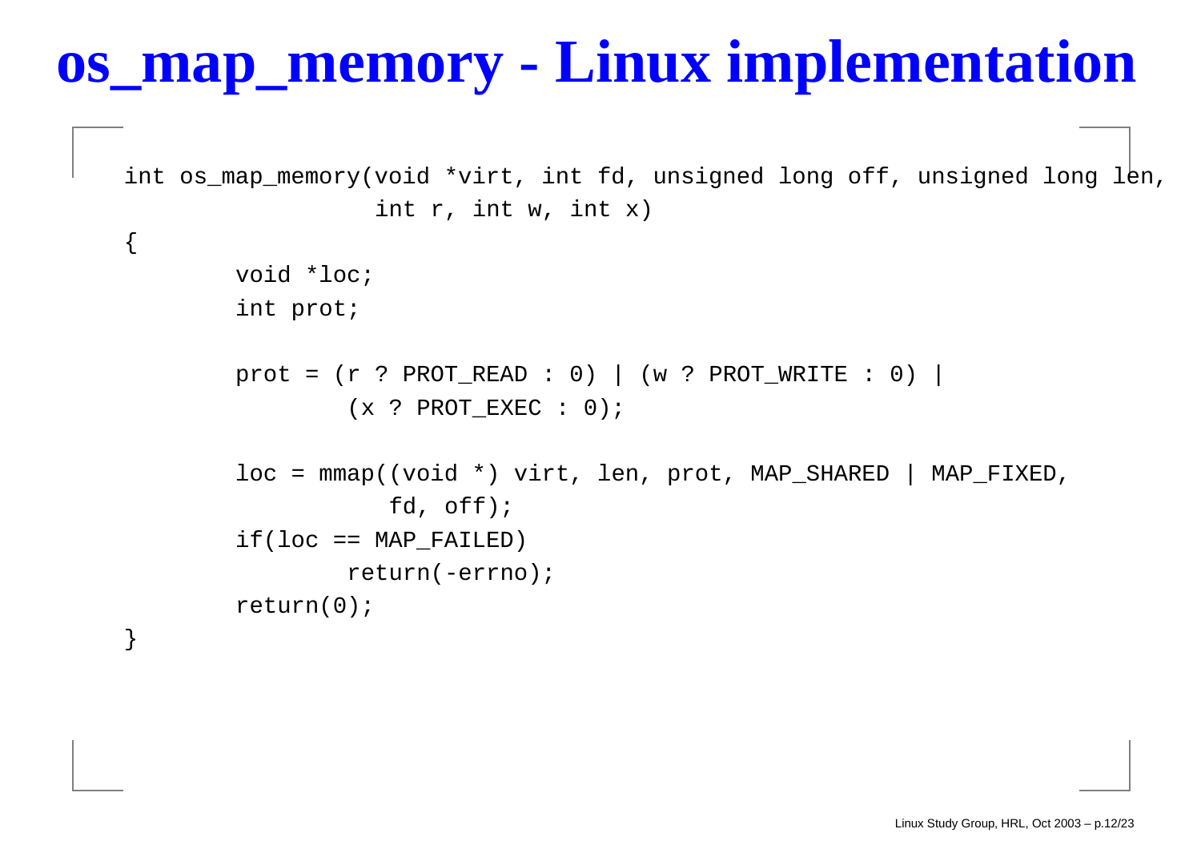# os_map_memory - Linux implementation

```
int os_map_memory(void *virt, int fd, unsigned long off, unsigned long len,
                  int r, int w, int x)
{
        void *loc;
        int prot;

        prot = (r ? PROT_READ : 0) | (w ? PROT_WRITE : 0) |
                (x ? PROT_EXEC : 0);

        loc = mmap((void *) virt, len, prot, MAP_SHARED | MAP_FIXED,
                   fd, off);
        if(loc == MAP_FAILED)
                return(-errno);
        return(0);
}
```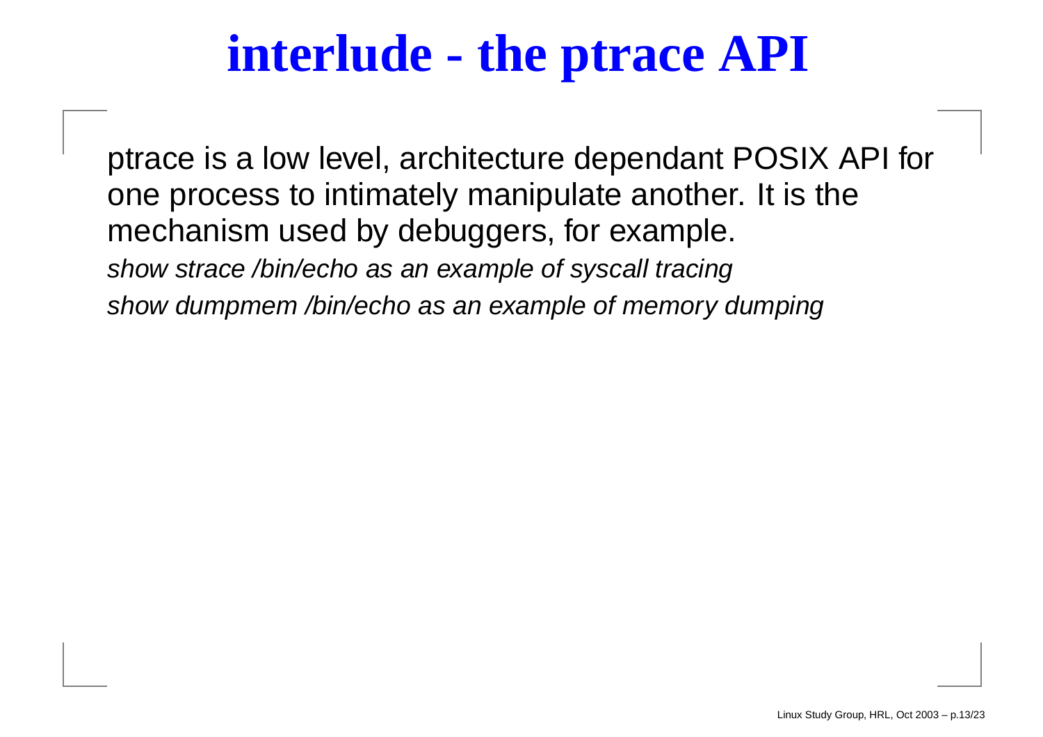# interlude - the ptrace API

ptrace is a low level, architecture dependant POSIX API for one process to intimately manipulate another. It is the mechanism used by debuggers, for example.

*show strace /bin/echo as an example of syscall tracing*

*show dumpmem /bin/echo as an example of memory dumping*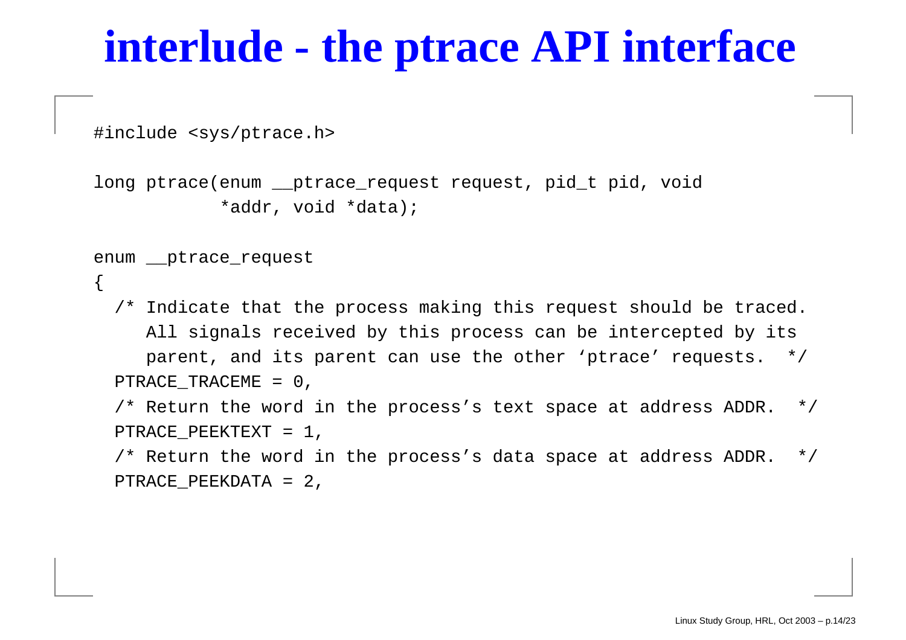# interlude - the ptrace API interface

```
#include <sys/ptrace.h>

long ptrace(enum __ptrace_request request, pid_t pid, void
            *addr, void *data);

enum __ptrace_request
{
  /* Indicate that the process making this request should be traced.
     All signals received by this process can be intercepted by its
     parent, and its parent can use the other ‘ptrace’ requests.  */
  PTRACE_TRACEME = 0,
  /* Return the word in the process’s text space at address ADDR.  */
  PTRACE_PEEKTEXT = 1,
  /* Return the word in the process’s data space at address ADDR.  */
  PTRACE_PEEKDATA = 2,
```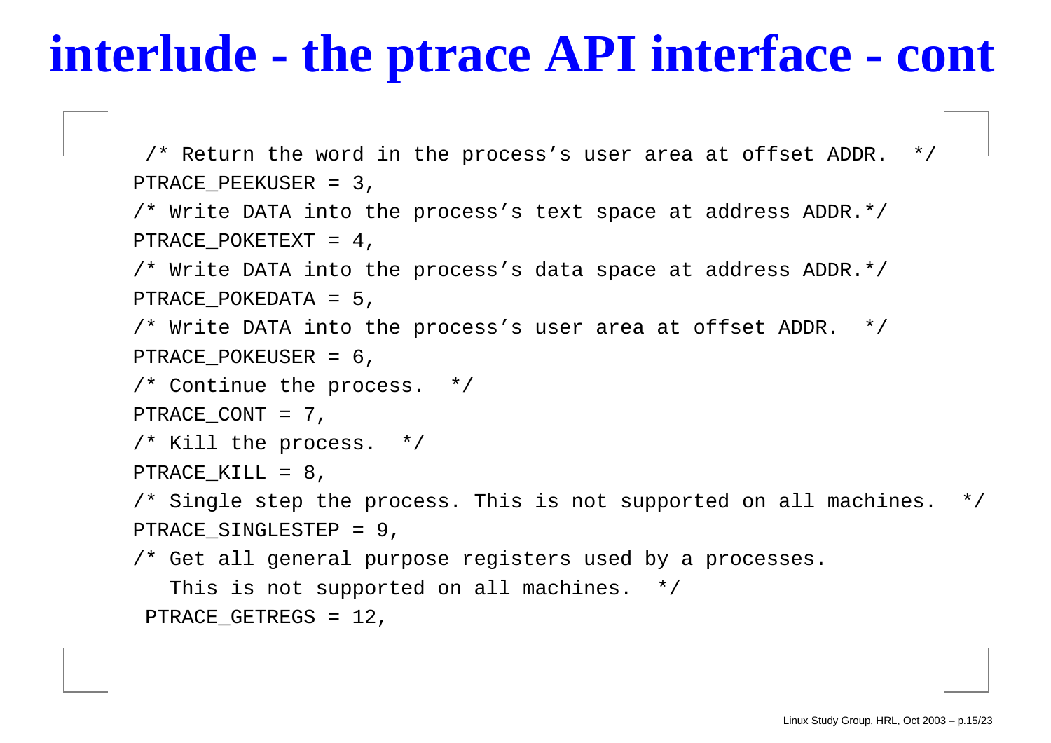# interlude - the ptrace API interface - cont

```
 /* Return the word in the process's user area at offset ADDR.  */
PTRACE_PEEKUSER = 3,
/* Write DATA into the process's text space at address ADDR.*/
PTRACE_POKETEXT = 4,
/* Write DATA into the process's data space at address ADDR.*/
PTRACE_POKEDATA = 5,
/* Write DATA into the process's user area at offset ADDR.  */
PTRACE_POKEUSER = 6,
/* Continue the process.  */
PTRACE_CONT = 7,
/* Kill the process.  */
PTRACE_KILL = 8,
/* Single step the process. This is not supported on all machines.  */
PTRACE_SINGLESTEP = 9,
/* Get all general purpose registers used by a processes.
   This is not supported on all machines.  */
 PTRACE_GETREGS = 12,
```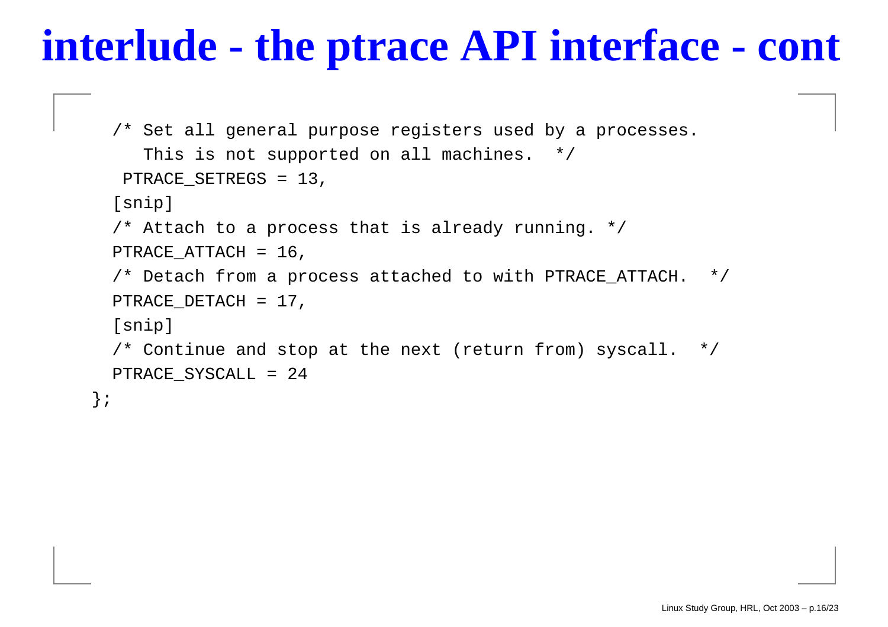# interlude - the ptrace API interface - cont

```
  /* Set all general purpose registers used by a processes.
     This is not supported on all machines.  */
   PTRACE_SETREGS = 13,
  [snip]
  /* Attach to a process that is already running. */
  PTRACE_ATTACH = 16,
  /* Detach from a process attached to with PTRACE_ATTACH.  */
  PTRACE_DETACH = 17,
  [snip]
  /* Continue and stop at the next (return from) syscall.  */
  PTRACE_SYSCALL = 24
};
```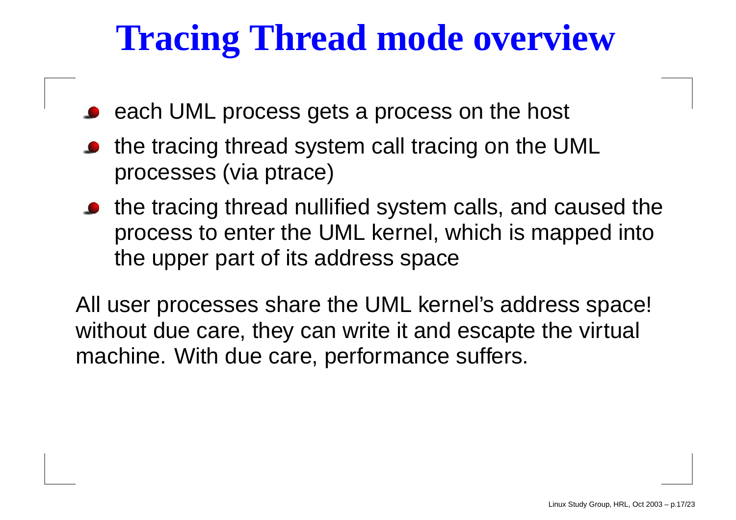# Tracing Thread mode overview

- each UML process gets a process on the host
- the tracing thread system call tracing on the UML processes (via ptrace)
- the tracing thread nullified system calls, and caused the process to enter the UML kernel, which is mapped into the upper part of its address space

All user processes share the UML kernel's address space! without due care, they can write it and escapte the virtual machine. With due care, performance suffers.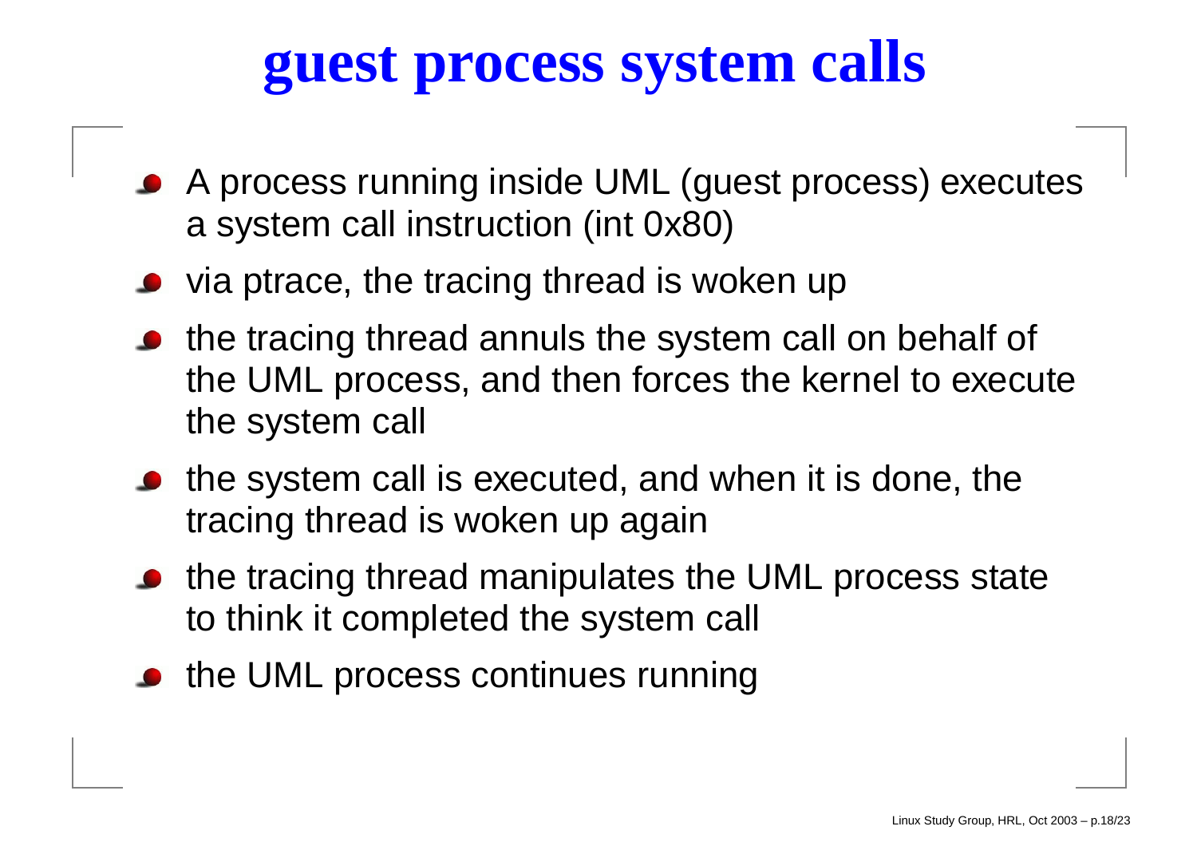# guest process system calls

- A process running inside UML (guest process) executes a system call instruction (int 0x80)
- via ptrace, the tracing thread is woken up
- the tracing thread annuls the system call on behalf of the UML process, and then forces the kernel to execute the system call
- the system call is executed, and when it is done, the tracing thread is woken up again
- the tracing thread manipulates the UML process state to think it completed the system call
- the UML process continues running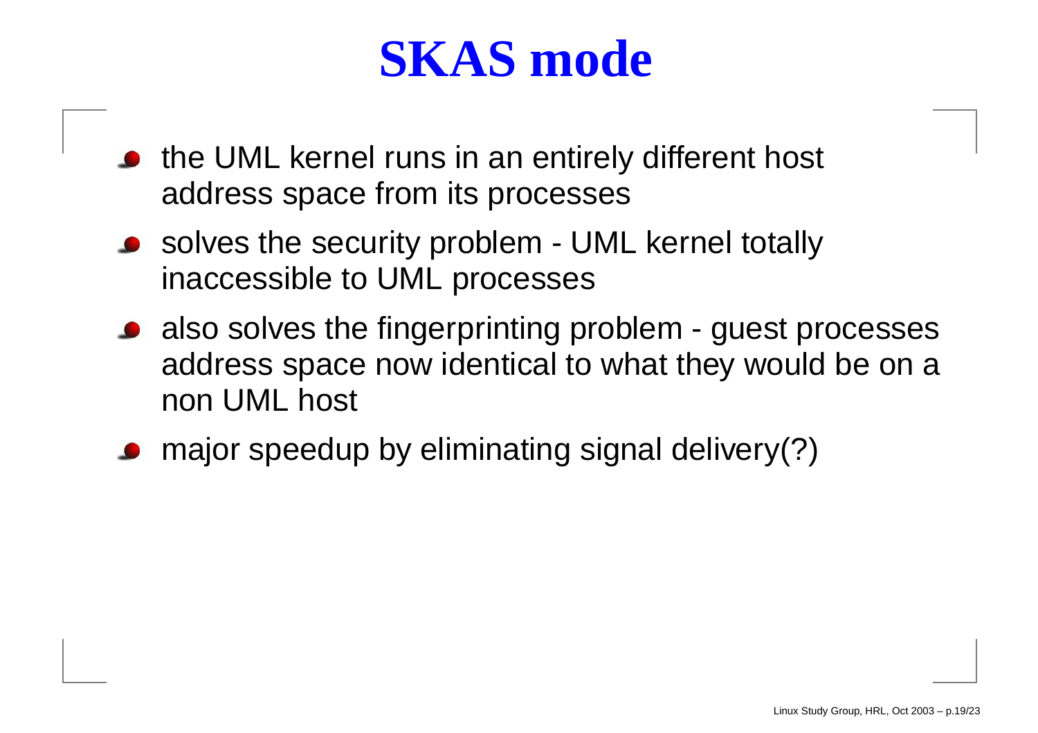# SKAS mode

- the UML kernel runs in an entirely different host address space from its processes
- solves the security problem - UML kernel totally inaccessible to UML processes
- also solves the fingerprinting problem - guest processes address space now identical to what they would be on a non UML host
- major speedup by eliminating signal delivery(?)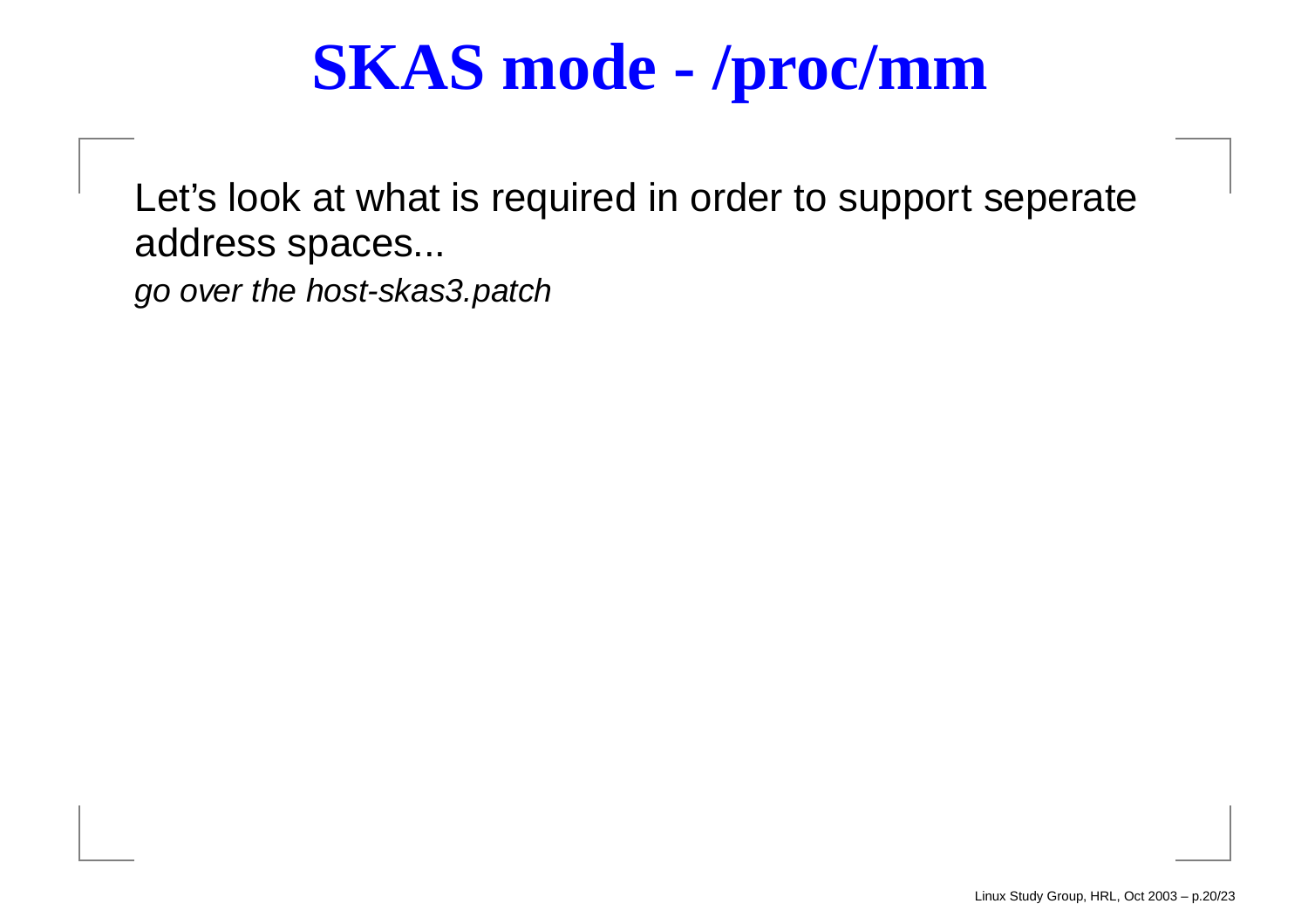# SKAS mode - /proc/mm

Let's look at what is required in order to support seperate address spaces...

*go over the host-skas3.patch*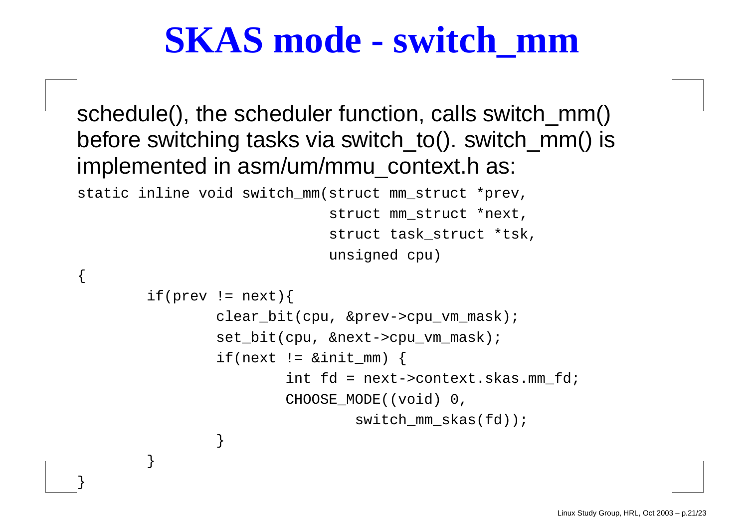# SKAS mode - switch_mm

schedule(), the scheduler function, calls switch_mm() before switching tasks via switch_to(). switch_mm() is implemented in asm/um/mmu_context.h as:

```
static inline void switch_mm(struct mm_struct *prev,
                             struct mm_struct *next,
                             struct task_struct *tsk,
                             unsigned cpu)
{
        if(prev != next){
                clear_bit(cpu, &prev->cpu_vm_mask);
                set_bit(cpu, &next->cpu_vm_mask);
                if(next != &init_mm) {
                        int fd = next->context.skas.mm_fd;
                        CHOOSE_MODE((void) 0,
                                switch_mm_skas(fd));
                }
        }
}
```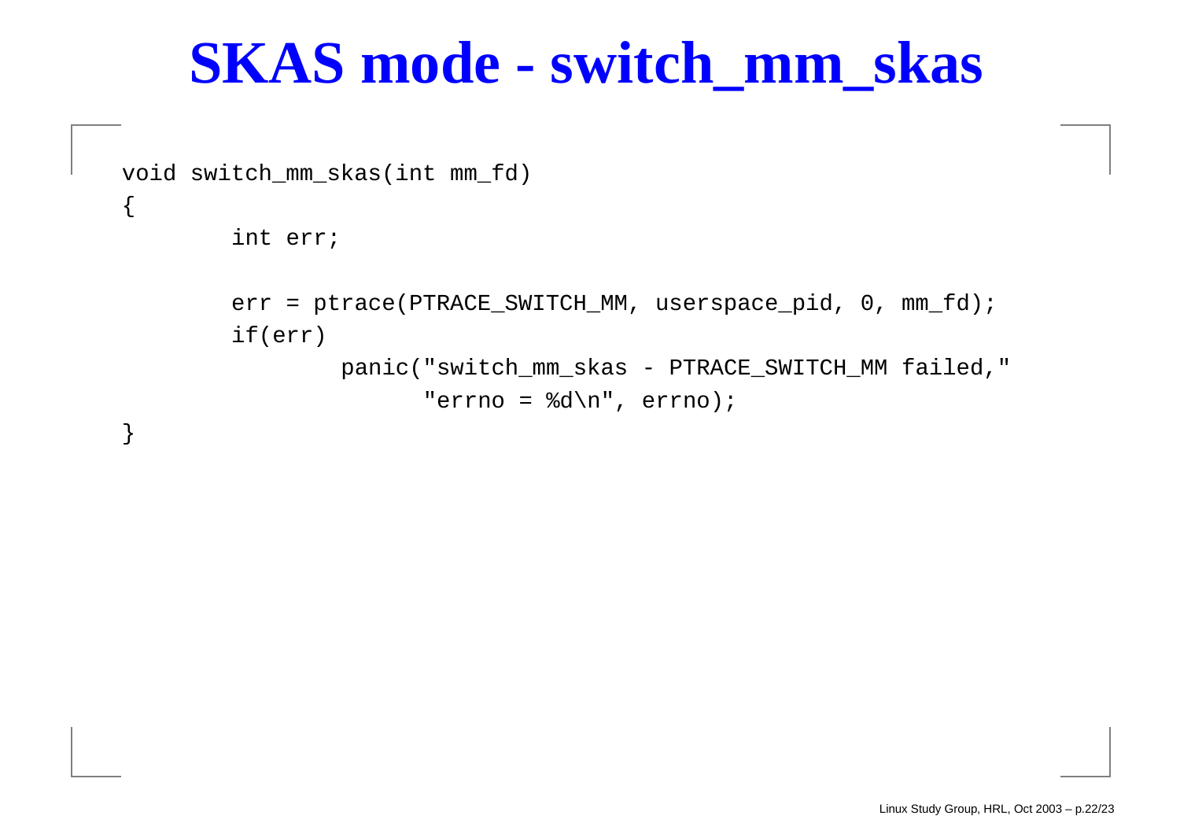# SKAS mode - switch_mm_skas

```
void switch_mm_skas(int mm_fd)
{
        int err;

        err = ptrace(PTRACE_SWITCH_MM, userspace_pid, 0, mm_fd);
        if(err)
                panic("switch_mm_skas - PTRACE_SWITCH_MM failed,"
                      "errno = %d\n", errno);
}
```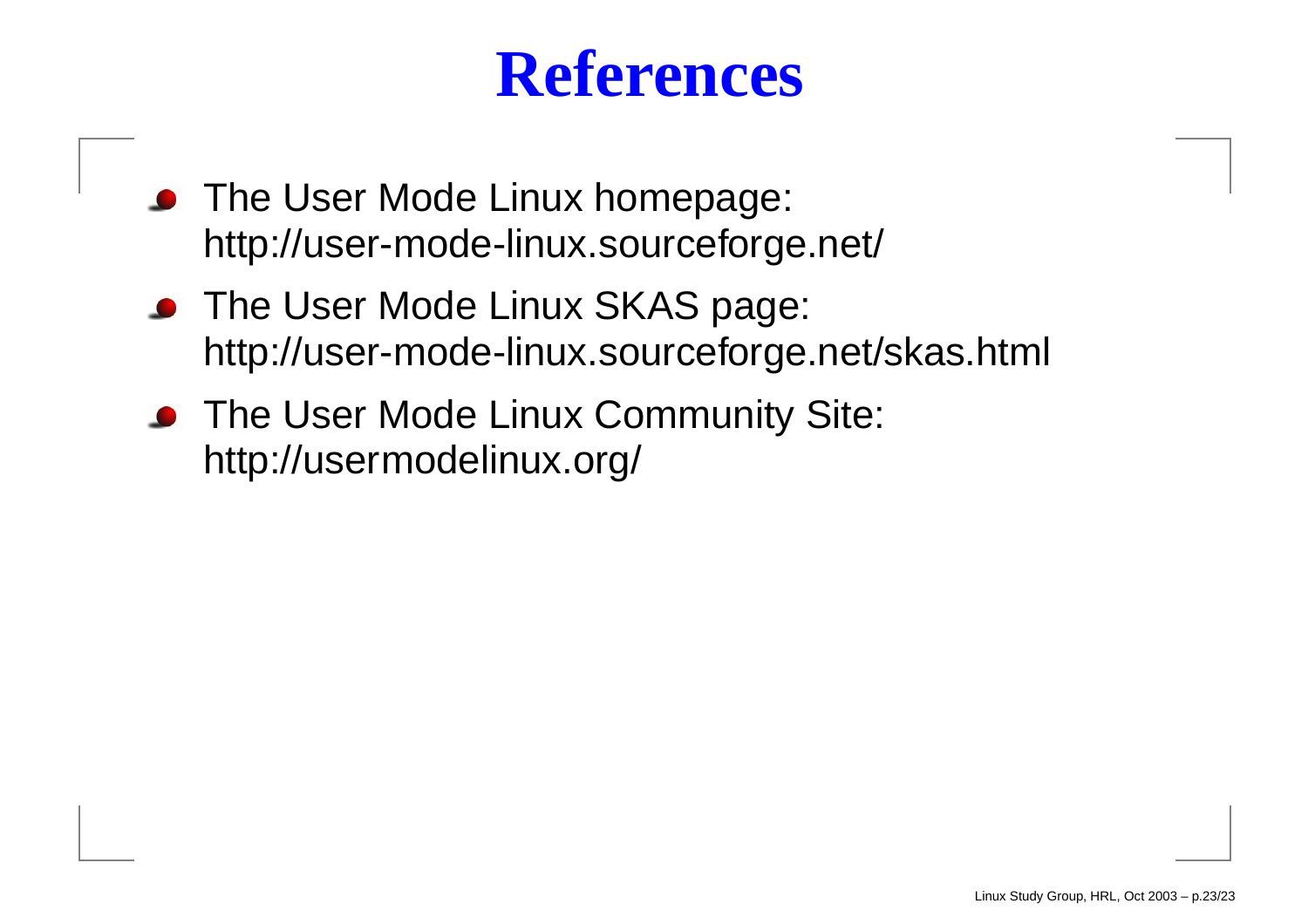# References

- The User Mode Linux homepage: http://user-mode-linux.sourceforge.net/
- The User Mode Linux SKAS page: http://user-mode-linux.sourceforge.net/skas.html
- The User Mode Linux Community Site: http://usermodelinux.org/